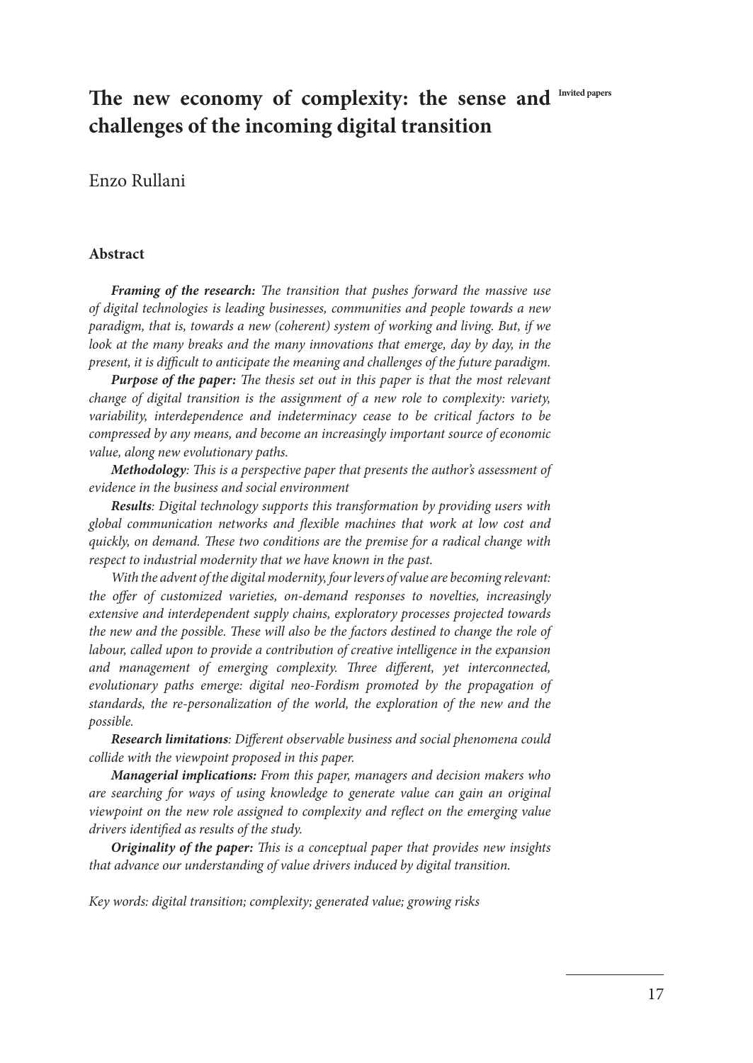# The new economy of complexity: the sense and challenges of the incoming digital transition

Invited papers

Enzo Rullani

## Abstract

***Framing of the research:*** *The transition that pushes forward the massive use of digital technologies is leading businesses, communities and people towards a new paradigm, that is, towards a new (coherent) system of working and living. But, if we look at the many breaks and the many innovations that emerge, day by day, in the present, it is difficult to anticipate the meaning and challenges of the future paradigm.*

***Purpose of the paper:*** *The thesis set out in this paper is that the most relevant change of digital transition is the assignment of a new role to complexity: variety, variability, interdependence and indeterminacy cease to be critical factors to be compressed by any means, and become an increasingly important source of economic value, along new evolutionary paths.*

***Methodology****: This is a perspective paper that presents the author's assessment of evidence in the business and social environment*

***Results****: Digital technology supports this transformation by providing users with global communication networks and flexible machines that work at low cost and quickly, on demand. These two conditions are the premise for a radical change with respect to industrial modernity that we have known in the past.*

*With the advent of the digital modernity, four levers of value are becoming relevant: the offer of customized varieties, on-demand responses to novelties, increasingly extensive and interdependent supply chains, exploratory processes projected towards the new and the possible. These will also be the factors destined to change the role of labour, called upon to provide a contribution of creative intelligence in the expansion and management of emerging complexity. Three different, yet interconnected, evolutionary paths emerge: digital neo-Fordism promoted by the propagation of standards, the re-personalization of the world, the exploration of the new and the possible.*

***Research limitations****: Different observable business and social phenomena could collide with the viewpoint proposed in this paper.*

***Managerial implications:*** *From this paper, managers and decision makers who are searching for ways of using knowledge to generate value can gain an original viewpoint on the new role assigned to complexity and reflect on the emerging value drivers identified as results of the study.*

***Originality of the paper:*** *This is a conceptual paper that provides new insights that advance our understanding of value drivers induced by digital transition.*

*Key words: digital transition; complexity; generated value; growing risks*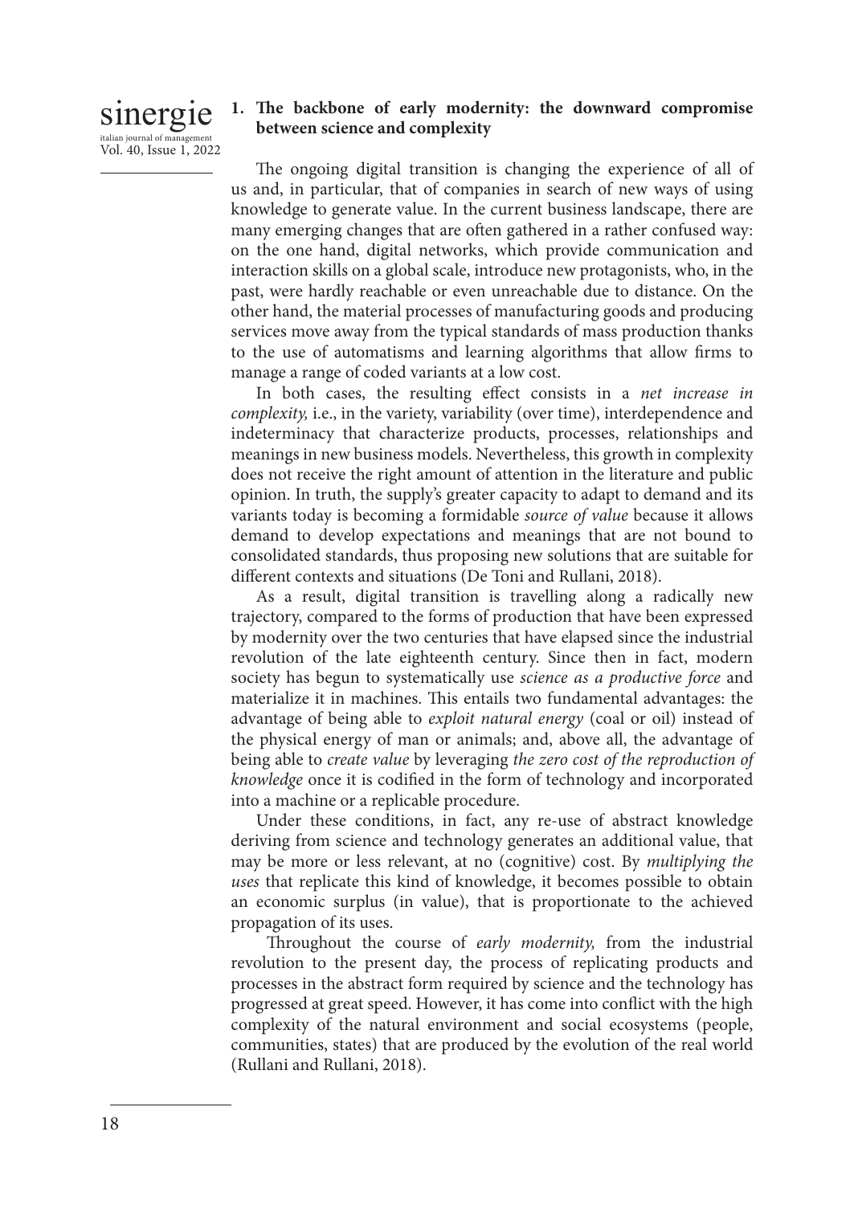## 1. The backbone of early modernity: the downward compromise between science and complexity

The ongoing digital transition is changing the experience of all of us and, in particular, that of companies in search of new ways of using knowledge to generate value. In the current business landscape, there are many emerging changes that are often gathered in a rather confused way: on the one hand, digital networks, which provide communication and interaction skills on a global scale, introduce new protagonists, who, in the past, were hardly reachable or even unreachable due to distance. On the other hand, the material processes of manufacturing goods and producing services move away from the typical standards of mass production thanks to the use of automatisms and learning algorithms that allow firms to manage a range of coded variants at a low cost.

In both cases, the resulting effect consists in a *net increase in complexity,* i.e., in the variety, variability (over time), interdependence and indeterminacy that characterize products, processes, relationships and meanings in new business models. Nevertheless, this growth in complexity does not receive the right amount of attention in the literature and public opinion. In truth, the supply's greater capacity to adapt to demand and its variants today is becoming a formidable *source of value* because it allows demand to develop expectations and meanings that are not bound to consolidated standards, thus proposing new solutions that are suitable for different contexts and situations (De Toni and Rullani, 2018).

As a result, digital transition is travelling along a radically new trajectory, compared to the forms of production that have been expressed by modernity over the two centuries that have elapsed since the industrial revolution of the late eighteenth century. Since then in fact, modern society has begun to systematically use *science as a productive force* and materialize it in machines. This entails two fundamental advantages: the advantage of being able to *exploit natural energy* (coal or oil) instead of the physical energy of man or animals; and, above all, the advantage of being able to *create value* by leveraging *the zero cost of the reproduction of knowledge* once it is codified in the form of technology and incorporated into a machine or a replicable procedure.

Under these conditions, in fact, any re-use of abstract knowledge deriving from science and technology generates an additional value, that may be more or less relevant, at no (cognitive) cost. By *multiplying the uses* that replicate this kind of knowledge, it becomes possible to obtain an economic surplus (in value), that is proportionate to the achieved propagation of its uses.

Throughout the course of *early modernity,* from the industrial revolution to the present day, the process of replicating products and processes in the abstract form required by science and the technology has progressed at great speed. However, it has come into conflict with the high complexity of the natural environment and social ecosystems (people, communities, states) that are produced by the evolution of the real world (Rullani and Rullani, 2018).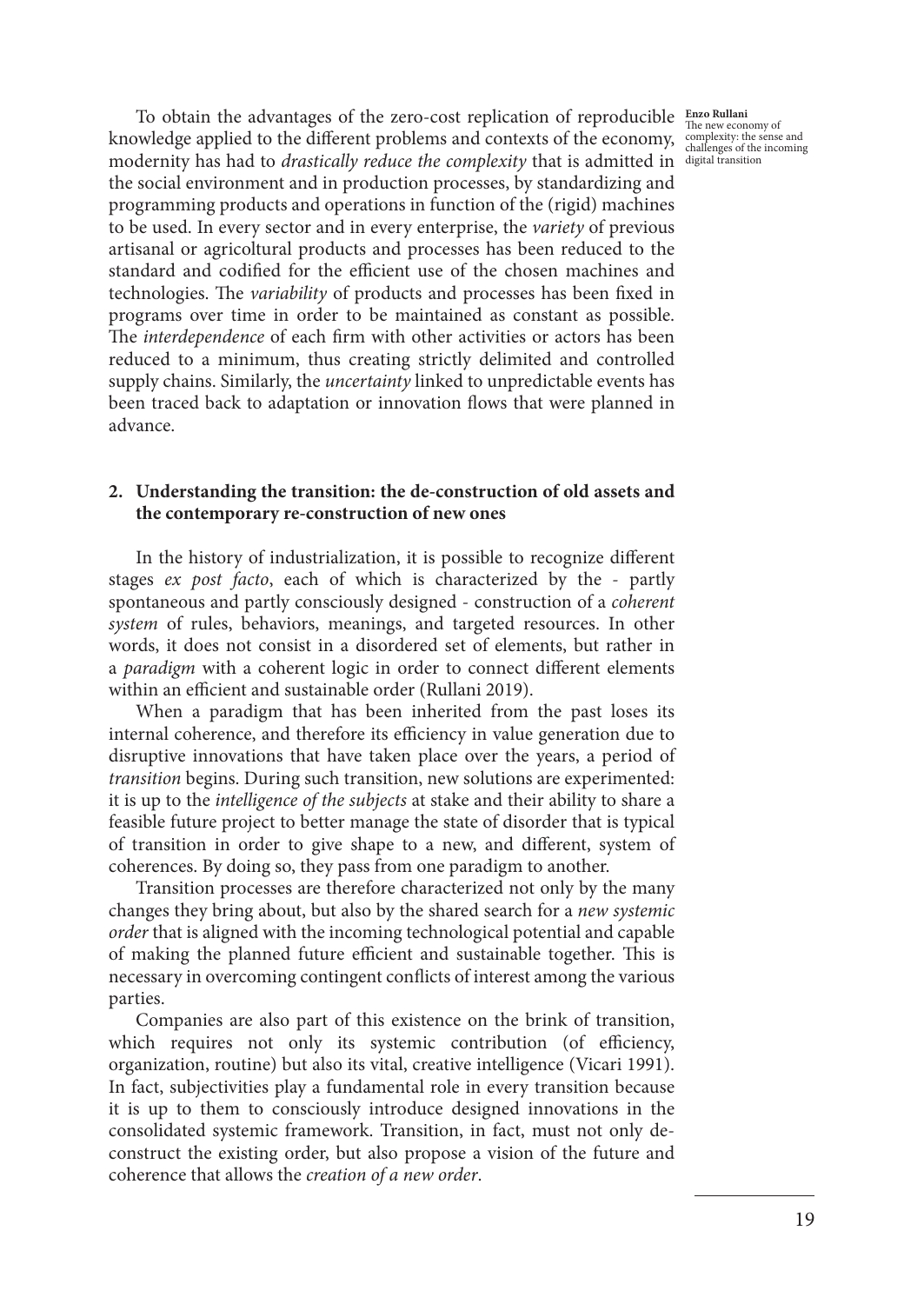To obtain the advantages of the zero-cost replication of reproducible knowledge applied to the different problems and contexts of the economy, modernity has had to *drastically reduce the complexity* that is admitted in the social environment and in production processes, by standardizing and programming products and operations in function of the (rigid) machines to be used. In every sector and in every enterprise, the *variety* of previous artisanal or agricoltural products and processes has been reduced to the standard and codified for the efficient use of the chosen machines and technologies. The *variability* of products and processes has been fixed in programs over time in order to be maintained as constant as possible. The *interdependence* of each firm with other activities or actors has been reduced to a minimum, thus creating strictly delimited and controlled supply chains. Similarly, the *uncertainty* linked to unpredictable events has been traced back to adaptation or innovation flows that were planned in advance.

## 2. Understanding the transition: the de-construction of old assets and the contemporary re-construction of new ones

In the history of industrialization, it is possible to recognize different stages *ex post facto*, each of which is characterized by the - partly spontaneous and partly consciously designed - construction of a *coherent system* of rules, behaviors, meanings, and targeted resources. In other words, it does not consist in a disordered set of elements, but rather in a *paradigm* with a coherent logic in order to connect different elements within an efficient and sustainable order (Rullani 2019).

When a paradigm that has been inherited from the past loses its internal coherence, and therefore its efficiency in value generation due to disruptive innovations that have taken place over the years, a period of *transition* begins. During such transition, new solutions are experimented: it is up to the *intelligence of the subjects* at stake and their ability to share a feasible future project to better manage the state of disorder that is typical of transition in order to give shape to a new, and different, system of coherences. By doing so, they pass from one paradigm to another.

Transition processes are therefore characterized not only by the many changes they bring about, but also by the shared search for a *new systemic order* that is aligned with the incoming technological potential and capable of making the planned future efficient and sustainable together. This is necessary in overcoming contingent conflicts of interest among the various parties.

Companies are also part of this existence on the brink of transition, which requires not only its systemic contribution (of efficiency, organization, routine) but also its vital, creative intelligence (Vicari 1991). In fact, subjectivities play a fundamental role in every transition because it is up to them to consciously introduce designed innovations in the consolidated systemic framework. Transition, in fact, must not only de-construct the existing order, but also propose a vision of the future and coherence that allows the *creation of a new order*.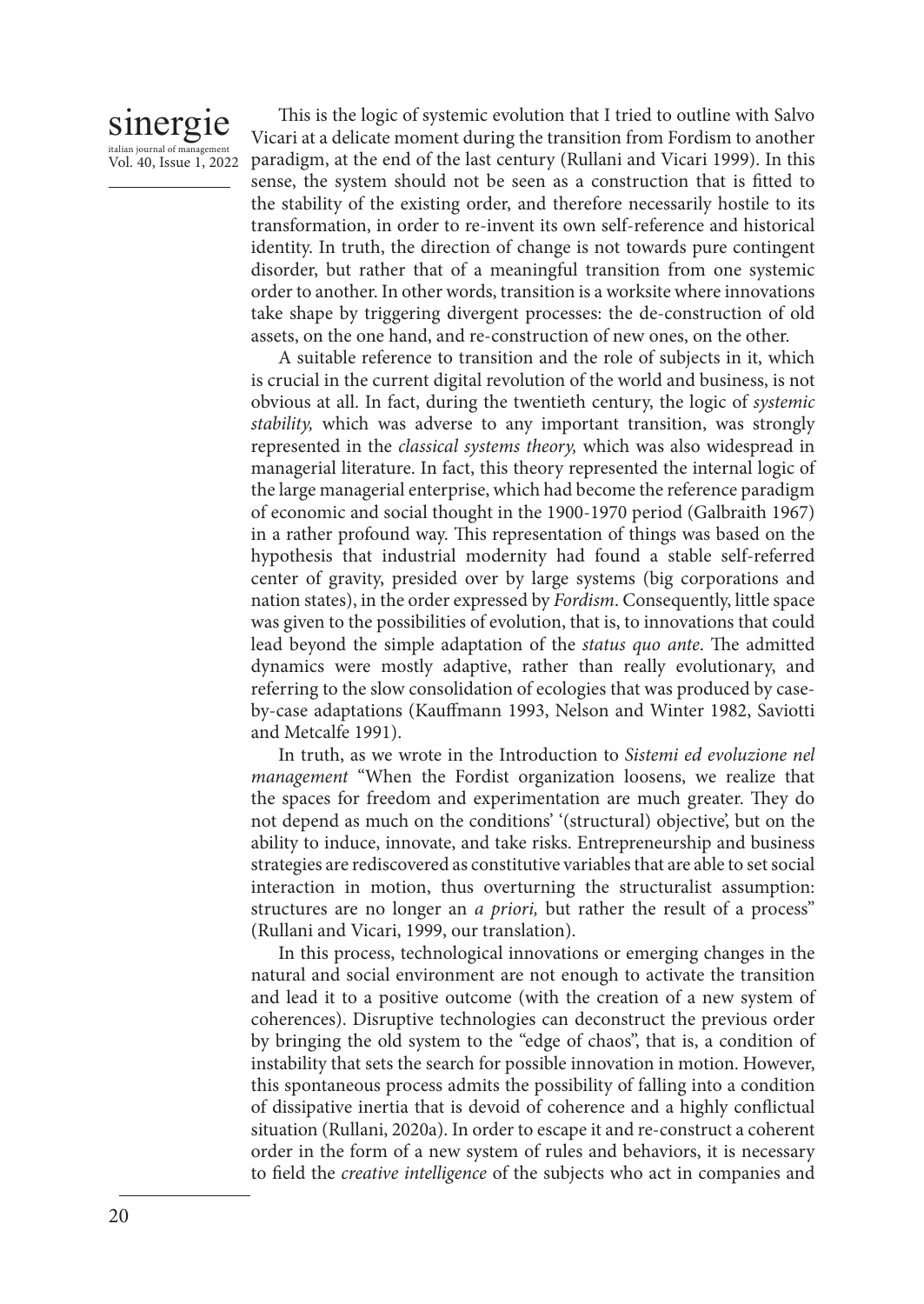This is the logic of systemic evolution that I tried to outline with Salvo Vicari at a delicate moment during the transition from Fordism to another paradigm, at the end of the last century (Rullani and Vicari 1999). In this sense, the system should not be seen as a construction that is fitted to the stability of the existing order, and therefore necessarily hostile to its transformation, in order to re-invent its own self-reference and historical identity. In truth, the direction of change is not towards pure contingent disorder, but rather that of a meaningful transition from one systemic order to another. In other words, transition is a worksite where innovations take shape by triggering divergent processes: the de-construction of old assets, on the one hand, and re-construction of new ones, on the other.

A suitable reference to transition and the role of subjects in it, which is crucial in the current digital revolution of the world and business, is not obvious at all. In fact, during the twentieth century, the logic of *systemic stability,* which was adverse to any important transition, was strongly represented in the *classical systems theory,* which was also widespread in managerial literature. In fact, this theory represented the internal logic of the large managerial enterprise, which had become the reference paradigm of economic and social thought in the 1900-1970 period (Galbraith 1967) in a rather profound way. This representation of things was based on the hypothesis that industrial modernity had found a stable self-referred center of gravity, presided over by large systems (big corporations and nation states), in the order expressed by *Fordism*. Consequently, little space was given to the possibilities of evolution, that is, to innovations that could lead beyond the simple adaptation of the *status quo ante*. The admitted dynamics were mostly adaptive, rather than really evolutionary, and referring to the slow consolidation of ecologies that was produced by case-by-case adaptations (Kauffmann 1993, Nelson and Winter 1982, Saviotti and Metcalfe 1991).

In truth, as we wrote in the Introduction to *Sistemi ed evoluzione nel management* "When the Fordist organization loosens, we realize that the spaces for freedom and experimentation are much greater. They do not depend as much on the conditions' '(structural) objective', but on the ability to induce, innovate, and take risks. Entrepreneurship and business strategies are rediscovered as constitutive variables that are able to set social interaction in motion, thus overturning the structuralist assumption: structures are no longer an *a priori,* but rather the result of a process" (Rullani and Vicari, 1999, our translation).

In this process, technological innovations or emerging changes in the natural and social environment are not enough to activate the transition and lead it to a positive outcome (with the creation of a new system of coherences). Disruptive technologies can deconstruct the previous order by bringing the old system to the "edge of chaos", that is, a condition of instability that sets the search for possible innovation in motion. However, this spontaneous process admits the possibility of falling into a condition of dissipative inertia that is devoid of coherence and a highly conflictual situation (Rullani, 2020a). In order to escape it and re-construct a coherent order in the form of a new system of rules and behaviors, it is necessary to field the *creative intelligence* of the subjects who act in companies and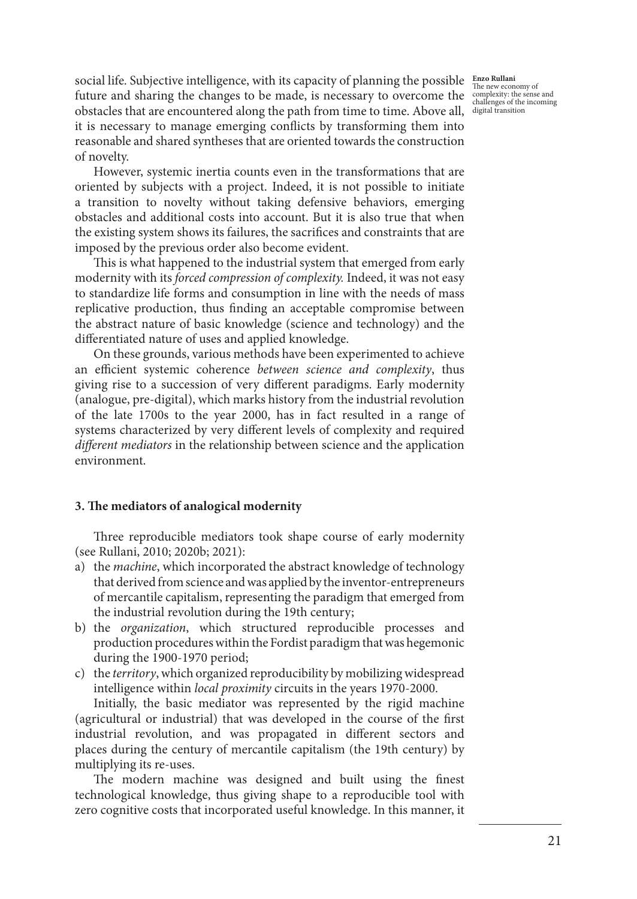social life. Subjective intelligence, with its capacity of planning the possible future and sharing the changes to be made, is necessary to overcome the obstacles that are encountered along the path from time to time. Above all, it is necessary to manage emerging conflicts by transforming them into reasonable and shared syntheses that are oriented towards the construction of novelty.

However, systemic inertia counts even in the transformations that are oriented by subjects with a project. Indeed, it is not possible to initiate a transition to novelty without taking defensive behaviors, emerging obstacles and additional costs into account. But it is also true that when the existing system shows its failures, the sacrifices and constraints that are imposed by the previous order also become evident.

This is what happened to the industrial system that emerged from early modernity with its *forced compression of complexity.* Indeed, it was not easy to standardize life forms and consumption in line with the needs of mass replicative production, thus finding an acceptable compromise between the abstract nature of basic knowledge (science and technology) and the differentiated nature of uses and applied knowledge.

On these grounds, various methods have been experimented to achieve an efficient systemic coherence *between science and complexity*, thus giving rise to a succession of very different paradigms. Early modernity (analogue, pre-digital), which marks history from the industrial revolution of the late 1700s to the year 2000, has in fact resulted in a range of systems characterized by very different levels of complexity and required *different mediators* in the relationship between science and the application environment.

### 3. The mediators of analogical modernity

Three reproducible mediators took shape course of early modernity (see Rullani, 2010; 2020b; 2021):

a) the *machine*, which incorporated the abstract knowledge of technology that derived from science and was applied by the inventor-entrepreneurs of mercantile capitalism, representing the paradigm that emerged from the industrial revolution during the 19th century;
b) the *organization*, which structured reproducible processes and production procedures within the Fordist paradigm that was hegemonic during the 1900-1970 period;
c) the *territory*, which organized reproducibility by mobilizing widespread intelligence within *local proximity* circuits in the years 1970-2000.

Initially, the basic mediator was represented by the rigid machine (agricultural or industrial) that was developed in the course of the first industrial revolution, and was propagated in different sectors and places during the century of mercantile capitalism (the 19th century) by multiplying its re-uses.

The modern machine was designed and built using the finest technological knowledge, thus giving shape to a reproducible tool with zero cognitive costs that incorporated useful knowledge. In this manner, it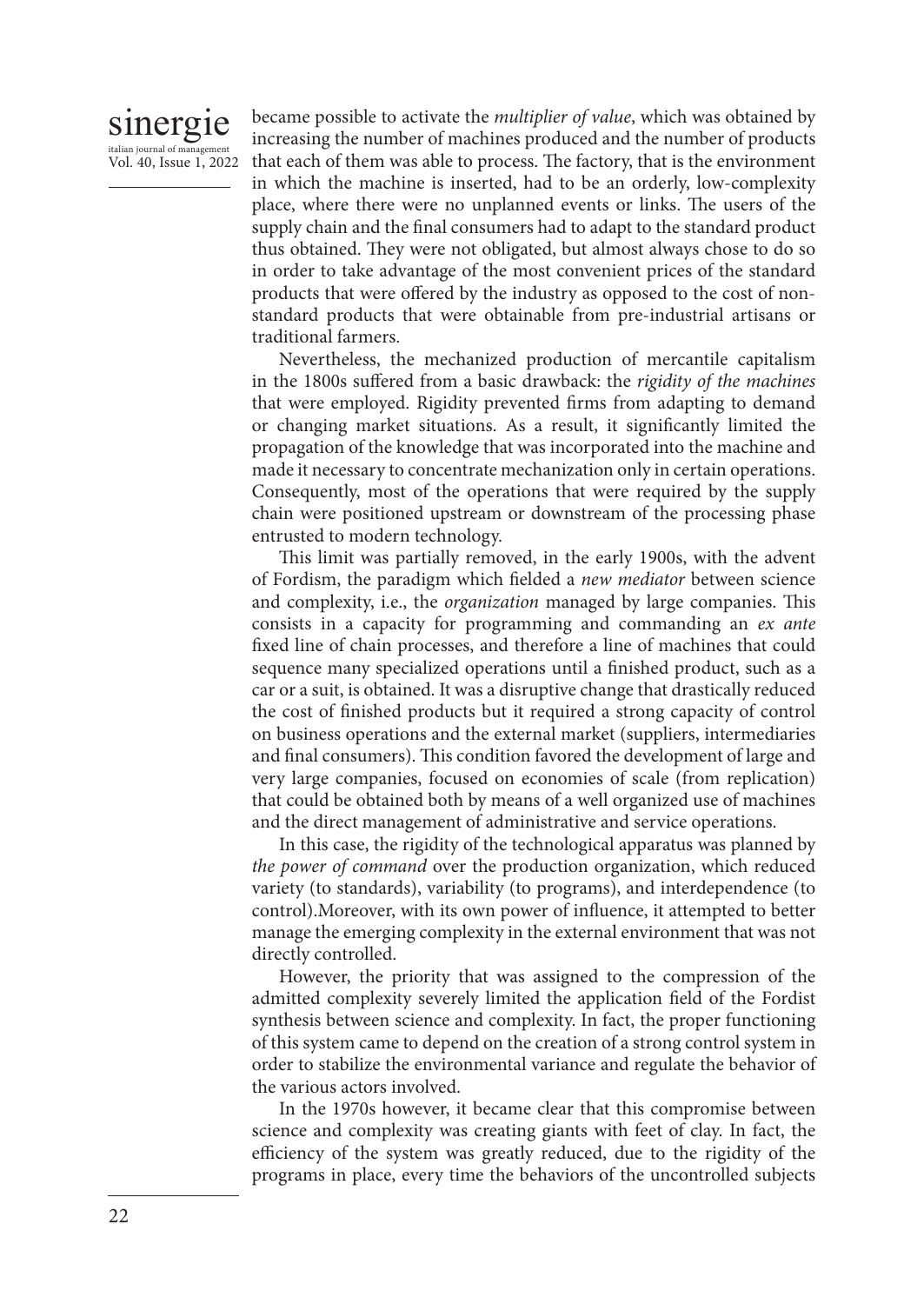became possible to activate the *multiplier of value*, which was obtained by increasing the number of machines produced and the number of products that each of them was able to process. The factory, that is the environment in which the machine is inserted, had to be an orderly, low-complexity place, where there were no unplanned events or links. The users of the supply chain and the final consumers had to adapt to the standard product thus obtained. They were not obligated, but almost always chose to do so in order to take advantage of the most convenient prices of the standard products that were offered by the industry as opposed to the cost of non-standard products that were obtainable from pre-industrial artisans or traditional farmers.

Nevertheless, the mechanized production of mercantile capitalism in the 1800s suffered from a basic drawback: the *rigidity of the machines* that were employed. Rigidity prevented firms from adapting to demand or changing market situations. As a result, it significantly limited the propagation of the knowledge that was incorporated into the machine and made it necessary to concentrate mechanization only in certain operations. Consequently, most of the operations that were required by the supply chain were positioned upstream or downstream of the processing phase entrusted to modern technology.

This limit was partially removed, in the early 1900s, with the advent of Fordism, the paradigm which fielded a *new mediator* between science and complexity, i.e., the *organization* managed by large companies. This consists in a capacity for programming and commanding an *ex ante* fixed line of chain processes, and therefore a line of machines that could sequence many specialized operations until a finished product, such as a car or a suit, is obtained. It was a disruptive change that drastically reduced the cost of finished products but it required a strong capacity of control on business operations and the external market (suppliers, intermediaries and final consumers). This condition favored the development of large and very large companies, focused on economies of scale (from replication) that could be obtained both by means of a well organized use of machines and the direct management of administrative and service operations.

In this case, the rigidity of the technological apparatus was planned by *the power of command* over the production organization, which reduced variety (to standards), variability (to programs), and interdependence (to control).Moreover, with its own power of influence, it attempted to better manage the emerging complexity in the external environment that was not directly controlled.

However, the priority that was assigned to the compression of the admitted complexity severely limited the application field of the Fordist synthesis between science and complexity. In fact, the proper functioning of this system came to depend on the creation of a strong control system in order to stabilize the environmental variance and regulate the behavior of the various actors involved.

In the 1970s however, it became clear that this compromise between science and complexity was creating giants with feet of clay. In fact, the efficiency of the system was greatly reduced, due to the rigidity of the programs in place, every time the behaviors of the uncontrolled subjects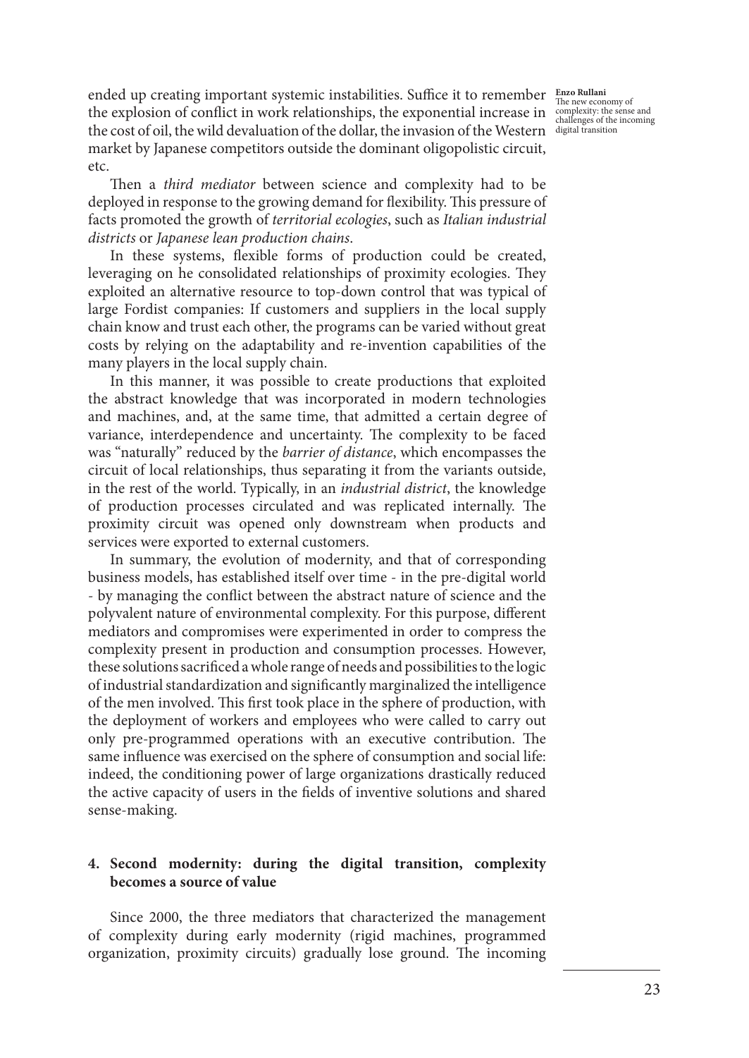ended up creating important systemic instabilities. Suffice it to remember the explosion of conflict in work relationships, the exponential increase in the cost of oil, the wild devaluation of the dollar, the invasion of the Western market by Japanese competitors outside the dominant oligopolistic circuit, etc.

Then a *third mediator* between science and complexity had to be deployed in response to the growing demand for flexibility. This pressure of facts promoted the growth of *territorial ecologies*, such as *Italian industrial districts* or *Japanese lean production chains*.

In these systems, flexible forms of production could be created, leveraging on he consolidated relationships of proximity ecologies. They exploited an alternative resource to top-down control that was typical of large Fordist companies: If customers and suppliers in the local supply chain know and trust each other, the programs can be varied without great costs by relying on the adaptability and re-invention capabilities of the many players in the local supply chain.

In this manner, it was possible to create productions that exploited the abstract knowledge that was incorporated in modern technologies and machines, and, at the same time, that admitted a certain degree of variance, interdependence and uncertainty. The complexity to be faced was "naturally" reduced by the *barrier of distance*, which encompasses the circuit of local relationships, thus separating it from the variants outside, in the rest of the world. Typically, in an *industrial district*, the knowledge of production processes circulated and was replicated internally. The proximity circuit was opened only downstream when products and services were exported to external customers.

In summary, the evolution of modernity, and that of corresponding business models, has established itself over time - in the pre-digital world - by managing the conflict between the abstract nature of science and the polyvalent nature of environmental complexity. For this purpose, different mediators and compromises were experimented in order to compress the complexity present in production and consumption processes. However, these solutions sacrificed a whole range of needs and possibilities to the logic of industrial standardization and significantly marginalized the intelligence of the men involved. This first took place in the sphere of production, with the deployment of workers and employees who were called to carry out only pre-programmed operations with an executive contribution. The same influence was exercised on the sphere of consumption and social life: indeed, the conditioning power of large organizations drastically reduced the active capacity of users in the fields of inventive solutions and shared sense-making.

## 4. Second modernity: during the digital transition, complexity becomes a source of value

Since 2000, the three mediators that characterized the management of complexity during early modernity (rigid machines, programmed organization, proximity circuits) gradually lose ground. The incoming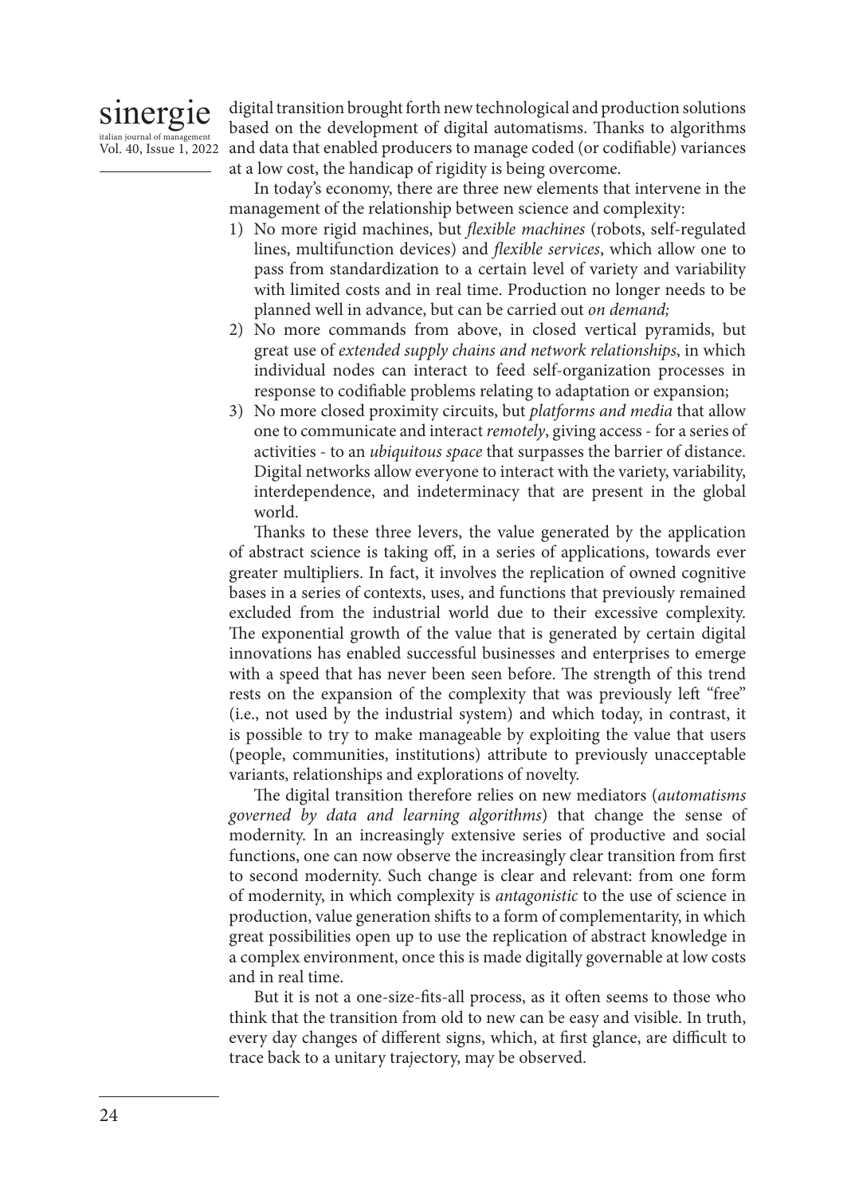digital transition brought forth new technological and production solutions based on the development of digital automatisms. Thanks to algorithms and data that enabled producers to manage coded (or codifiable) variances at a low cost, the handicap of rigidity is being overcome.

In today's economy, there are three new elements that intervene in the management of the relationship between science and complexity:

1) No more rigid machines, but *flexible machines* (robots, self-regulated lines, multifunction devices) and *flexible services*, which allow one to pass from standardization to a certain level of variety and variability with limited costs and in real time. Production no longer needs to be planned well in advance, but can be carried out *on demand;*
2) No more commands from above, in closed vertical pyramids, but great use of *extended supply chains and network relationships*, in which individual nodes can interact to feed self-organization processes in response to codifiable problems relating to adaptation or expansion;
3) No more closed proximity circuits, but *platforms and media* that allow one to communicate and interact *remotely*, giving access - for a series of activities - to an *ubiquitous space* that surpasses the barrier of distance. Digital networks allow everyone to interact with the variety, variability, interdependence, and indeterminacy that are present in the global world.

Thanks to these three levers, the value generated by the application of abstract science is taking off, in a series of applications, towards ever greater multipliers. In fact, it involves the replication of owned cognitive bases in a series of contexts, uses, and functions that previously remained excluded from the industrial world due to their excessive complexity. The exponential growth of the value that is generated by certain digital innovations has enabled successful businesses and enterprises to emerge with a speed that has never been seen before. The strength of this trend rests on the expansion of the complexity that was previously left "free" (i.e., not used by the industrial system) and which today, in contrast, it is possible to try to make manageable by exploiting the value that users (people, communities, institutions) attribute to previously unacceptable variants, relationships and explorations of novelty.

The digital transition therefore relies on new mediators (*automatisms governed by data and learning algorithms*) that change the sense of modernity. In an increasingly extensive series of productive and social functions, one can now observe the increasingly clear transition from first to second modernity. Such change is clear and relevant: from one form of modernity, in which complexity is *antagonistic* to the use of science in production, value generation shifts to a form of complementarity, in which great possibilities open up to use the replication of abstract knowledge in a complex environment, once this is made digitally governable at low costs and in real time.

But it is not a one-size-fits-all process, as it often seems to those who think that the transition from old to new can be easy and visible. In truth, every day changes of different signs, which, at first glance, are difficult to trace back to a unitary trajectory, may be observed.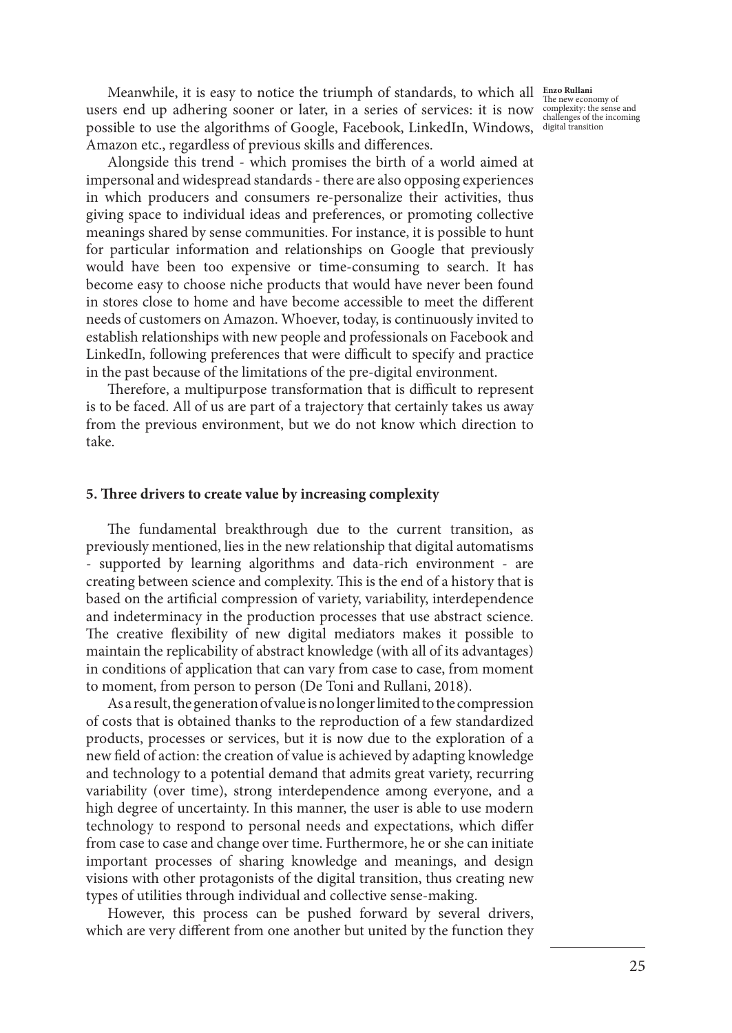Meanwhile, it is easy to notice the triumph of standards, to which all users end up adhering sooner or later, in a series of services: it is now possible to use the algorithms of Google, Facebook, LinkedIn, Windows, Amazon etc., regardless of previous skills and differences.

Alongside this trend - which promises the birth of a world aimed at impersonal and widespread standards - there are also opposing experiences in which producers and consumers re-personalize their activities, thus giving space to individual ideas and preferences, or promoting collective meanings shared by sense communities. For instance, it is possible to hunt for particular information and relationships on Google that previously would have been too expensive or time-consuming to search. It has become easy to choose niche products that would have never been found in stores close to home and have become accessible to meet the different needs of customers on Amazon. Whoever, today, is continuously invited to establish relationships with new people and professionals on Facebook and LinkedIn, following preferences that were difficult to specify and practice in the past because of the limitations of the pre-digital environment.

Therefore, a multipurpose transformation that is difficult to represent is to be faced. All of us are part of a trajectory that certainly takes us away from the previous environment, but we do not know which direction to take.

## 5. Three drivers to create value by increasing complexity

The fundamental breakthrough due to the current transition, as previously mentioned, lies in the new relationship that digital automatisms - supported by learning algorithms and data-rich environment - are creating between science and complexity. This is the end of a history that is based on the artificial compression of variety, variability, interdependence and indeterminacy in the production processes that use abstract science. The creative flexibility of new digital mediators makes it possible to maintain the replicability of abstract knowledge (with all of its advantages) in conditions of application that can vary from case to case, from moment to moment, from person to person (De Toni and Rullani, 2018).

As a result, the generation of value is no longer limited to the compression of costs that is obtained thanks to the reproduction of a few standardized products, processes or services, but it is now due to the exploration of a new field of action: the creation of value is achieved by adapting knowledge and technology to a potential demand that admits great variety, recurring variability (over time), strong interdependence among everyone, and a high degree of uncertainty. In this manner, the user is able to use modern technology to respond to personal needs and expectations, which differ from case to case and change over time. Furthermore, he or she can initiate important processes of sharing knowledge and meanings, and design visions with other protagonists of the digital transition, thus creating new types of utilities through individual and collective sense-making.

However, this process can be pushed forward by several drivers, which are very different from one another but united by the function they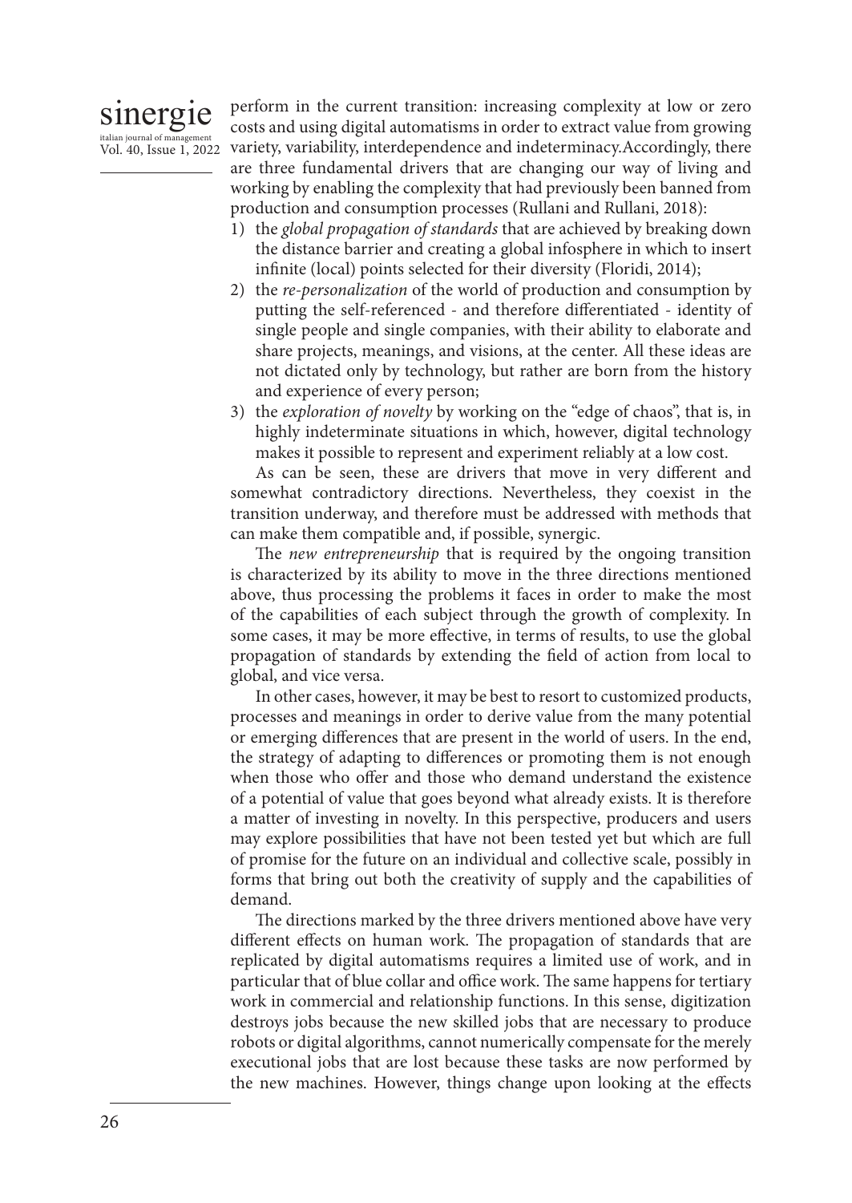perform in the current transition: increasing complexity at low or zero costs and using digital automatisms in order to extract value from growing variety, variability, interdependence and indeterminacy.Accordingly, there are three fundamental drivers that are changing our way of living and working by enabling the complexity that had previously been banned from production and consumption processes (Rullani and Rullani, 2018):

1) the *global propagation of standards* that are achieved by breaking down the distance barrier and creating a global infosphere in which to insert infinite (local) points selected for their diversity (Floridi, 2014);
2) the *re-personalization* of the world of production and consumption by putting the self-referenced - and therefore differentiated - identity of single people and single companies, with their ability to elaborate and share projects, meanings, and visions, at the center. All these ideas are not dictated only by technology, but rather are born from the history and experience of every person;
3) the *exploration of novelty* by working on the "edge of chaos", that is, in highly indeterminate situations in which, however, digital technology makes it possible to represent and experiment reliably at a low cost.

As can be seen, these are drivers that move in very different and somewhat contradictory directions. Nevertheless, they coexist in the transition underway, and therefore must be addressed with methods that can make them compatible and, if possible, synergic.

The *new entrepreneurship* that is required by the ongoing transition is characterized by its ability to move in the three directions mentioned above, thus processing the problems it faces in order to make the most of the capabilities of each subject through the growth of complexity. In some cases, it may be more effective, in terms of results, to use the global propagation of standards by extending the field of action from local to global, and vice versa.

In other cases, however, it may be best to resort to customized products, processes and meanings in order to derive value from the many potential or emerging differences that are present in the world of users. In the end, the strategy of adapting to differences or promoting them is not enough when those who offer and those who demand understand the existence of a potential of value that goes beyond what already exists. It is therefore a matter of investing in novelty. In this perspective, producers and users may explore possibilities that have not been tested yet but which are full of promise for the future on an individual and collective scale, possibly in forms that bring out both the creativity of supply and the capabilities of demand.

The directions marked by the three drivers mentioned above have very different effects on human work. The propagation of standards that are replicated by digital automatisms requires a limited use of work, and in particular that of blue collar and office work. The same happens for tertiary work in commercial and relationship functions. In this sense, digitization destroys jobs because the new skilled jobs that are necessary to produce robots or digital algorithms, cannot numerically compensate for the merely executional jobs that are lost because these tasks are now performed by the new machines. However, things change upon looking at the effects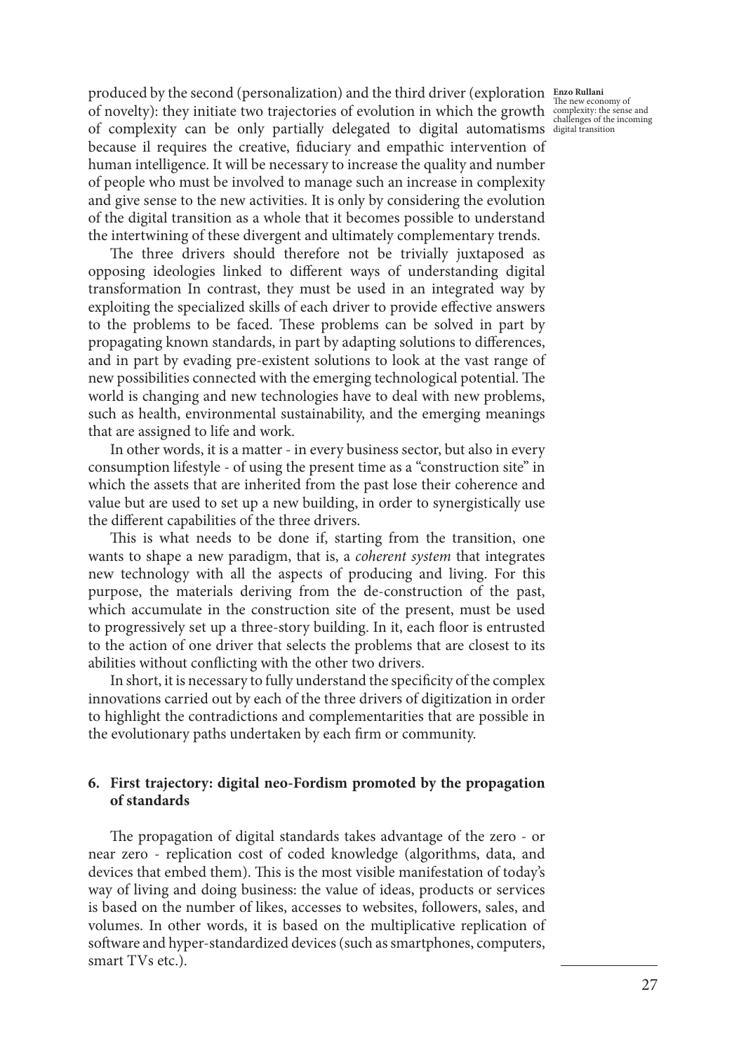produced by the second (personalization) and the third driver (exploration of novelty): they initiate two trajectories of evolution in which the growth of complexity can be only partially delegated to digital automatisms because il requires the creative, fiduciary and empathic intervention of human intelligence. It will be necessary to increase the quality and number of people who must be involved to manage such an increase in complexity and give sense to the new activities. It is only by considering the evolution of the digital transition as a whole that it becomes possible to understand the intertwining of these divergent and ultimately complementary trends.

The three drivers should therefore not be trivially juxtaposed as opposing ideologies linked to different ways of understanding digital transformation In contrast, they must be used in an integrated way by exploiting the specialized skills of each driver to provide effective answers to the problems to be faced. These problems can be solved in part by propagating known standards, in part by adapting solutions to differences, and in part by evading pre-existent solutions to look at the vast range of new possibilities connected with the emerging technological potential. The world is changing and new technologies have to deal with new problems, such as health, environmental sustainability, and the emerging meanings that are assigned to life and work.

In other words, it is a matter - in every business sector, but also in every consumption lifestyle - of using the present time as a "construction site" in which the assets that are inherited from the past lose their coherence and value but are used to set up a new building, in order to synergistically use the different capabilities of the three drivers.

This is what needs to be done if, starting from the transition, one wants to shape a new paradigm, that is, a *coherent system* that integrates new technology with all the aspects of producing and living. For this purpose, the materials deriving from the de-construction of the past, which accumulate in the construction site of the present, must be used to progressively set up a three-story building. In it, each floor is entrusted to the action of one driver that selects the problems that are closest to its abilities without conflicting with the other two drivers.

In short, it is necessary to fully understand the specificity of the complex innovations carried out by each of the three drivers of digitization in order to highlight the contradictions and complementarities that are possible in the evolutionary paths undertaken by each firm or community.

## 6. First trajectory: digital neo-Fordism promoted by the propagation of standards

The propagation of digital standards takes advantage of the zero - or near zero - replication cost of coded knowledge (algorithms, data, and devices that embed them). This is the most visible manifestation of today's way of living and doing business: the value of ideas, products or services is based on the number of likes, accesses to websites, followers, sales, and volumes. In other words, it is based on the multiplicative replication of software and hyper-standardized devices (such as smartphones, computers, smart TVs etc.).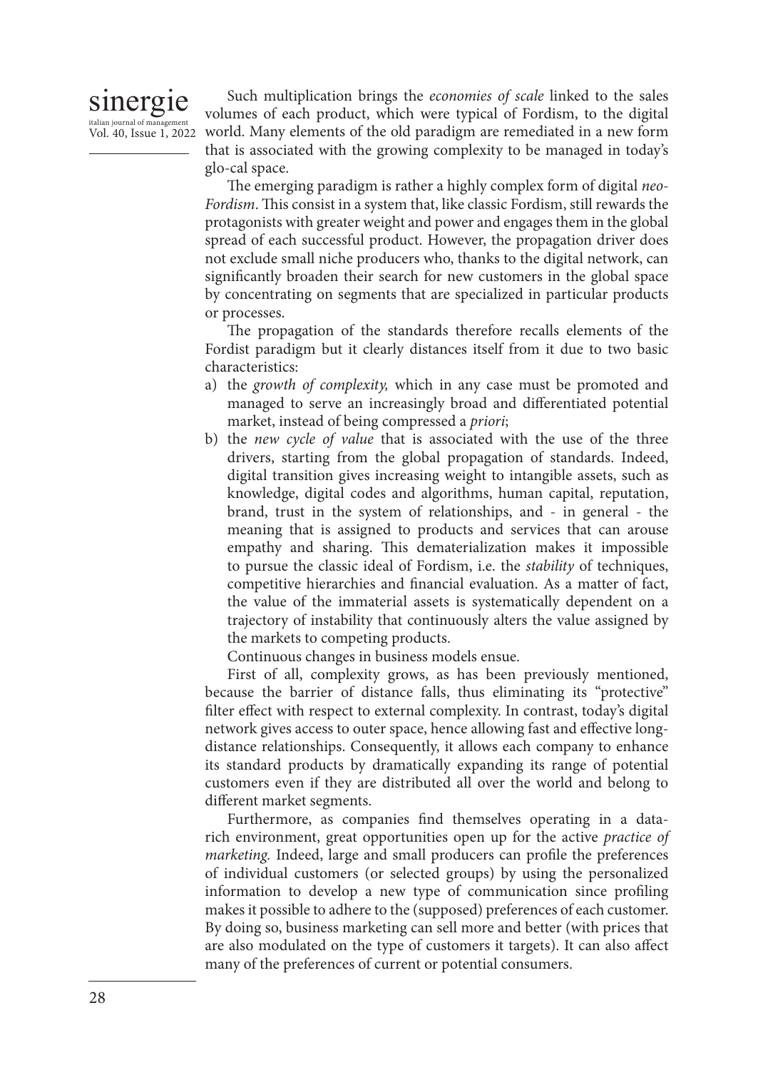Such multiplication brings the *economies of scale* linked to the sales volumes of each product, which were typical of Fordism, to the digital world. Many elements of the old paradigm are remediated in a new form that is associated with the growing complexity to be managed in today's glo-cal space.

The emerging paradigm is rather a highly complex form of digital *neo-Fordism*. This consist in a system that, like classic Fordism, still rewards the protagonists with greater weight and power and engages them in the global spread of each successful product. However, the propagation driver does not exclude small niche producers who, thanks to the digital network, can significantly broaden their search for new customers in the global space by concentrating on segments that are specialized in particular products or processes.

The propagation of the standards therefore recalls elements of the Fordist paradigm but it clearly distances itself from it due to two basic characteristics:

a) the *growth of complexity,* which in any case must be promoted and managed to serve an increasingly broad and differentiated potential market, instead of being compressed a *priori*;
b) the *new cycle of value* that is associated with the use of the three drivers, starting from the global propagation of standards. Indeed, digital transition gives increasing weight to intangible assets, such as knowledge, digital codes and algorithms, human capital, reputation, brand, trust in the system of relationships, and - in general - the meaning that is assigned to products and services that can arouse empathy and sharing. This dematerialization makes it impossible to pursue the classic ideal of Fordism, i.e. the *stability* of techniques, competitive hierarchies and financial evaluation. As a matter of fact, the value of the immaterial assets is systematically dependent on a trajectory of instability that continuously alters the value assigned by the markets to competing products.

Continuous changes in business models ensue.

First of all, complexity grows, as has been previously mentioned, because the barrier of distance falls, thus eliminating its "protective" filter effect with respect to external complexity. In contrast, today's digital network gives access to outer space, hence allowing fast and effective long-distance relationships. Consequently, it allows each company to enhance its standard products by dramatically expanding its range of potential customers even if they are distributed all over the world and belong to different market segments.

Furthermore, as companies find themselves operating in a data-rich environment, great opportunities open up for the active *practice of marketing.* Indeed, large and small producers can profile the preferences of individual customers (or selected groups) by using the personalized information to develop a new type of communication since profiling makes it possible to adhere to the (supposed) preferences of each customer. By doing so, business marketing can sell more and better (with prices that are also modulated on the type of customers it targets). It can also affect many of the preferences of current or potential consumers.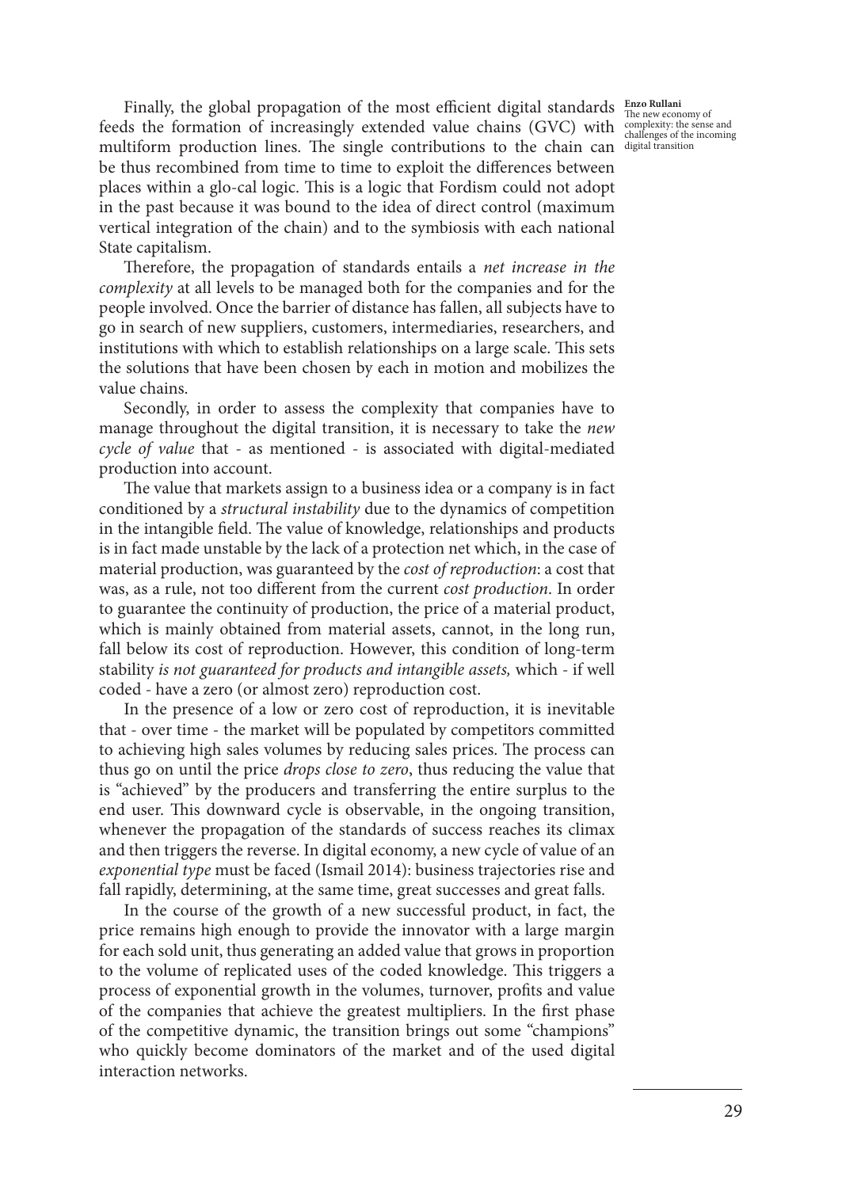Finally, the global propagation of the most efficient digital standards feeds the formation of increasingly extended value chains (GVC) with multiform production lines. The single contributions to the chain can be thus recombined from time to time to exploit the differences between places within a glo-cal logic. This is a logic that Fordism could not adopt in the past because it was bound to the idea of direct control (maximum vertical integration of the chain) and to the symbiosis with each national State capitalism.

Therefore, the propagation of standards entails a *net increase in the complexity* at all levels to be managed both for the companies and for the people involved. Once the barrier of distance has fallen, all subjects have to go in search of new suppliers, customers, intermediaries, researchers, and institutions with which to establish relationships on a large scale. This sets the solutions that have been chosen by each in motion and mobilizes the value chains.

Secondly, in order to assess the complexity that companies have to manage throughout the digital transition, it is necessary to take the *new cycle of value* that - as mentioned - is associated with digital-mediated production into account.

The value that markets assign to a business idea or a company is in fact conditioned by a *structural instability* due to the dynamics of competition in the intangible field. The value of knowledge, relationships and products is in fact made unstable by the lack of a protection net which, in the case of material production, was guaranteed by the *cost of reproduction*: a cost that was, as a rule, not too different from the current *cost production*. In order to guarantee the continuity of production, the price of a material product, which is mainly obtained from material assets, cannot, in the long run, fall below its cost of reproduction. However, this condition of long-term stability *is not guaranteed for products and intangible assets,* which - if well coded - have a zero (or almost zero) reproduction cost.

In the presence of a low or zero cost of reproduction, it is inevitable that - over time - the market will be populated by competitors committed to achieving high sales volumes by reducing sales prices. The process can thus go on until the price *drops close to zero*, thus reducing the value that is "achieved" by the producers and transferring the entire surplus to the end user. This downward cycle is observable, in the ongoing transition, whenever the propagation of the standards of success reaches its climax and then triggers the reverse. In digital economy, a new cycle of value of an *exponential type* must be faced (Ismail 2014): business trajectories rise and fall rapidly, determining, at the same time, great successes and great falls.

In the course of the growth of a new successful product, in fact, the price remains high enough to provide the innovator with a large margin for each sold unit, thus generating an added value that grows in proportion to the volume of replicated uses of the coded knowledge. This triggers a process of exponential growth in the volumes, turnover, profits and value of the companies that achieve the greatest multipliers. In the first phase of the competitive dynamic, the transition brings out some "champions" who quickly become dominators of the market and of the used digital interaction networks.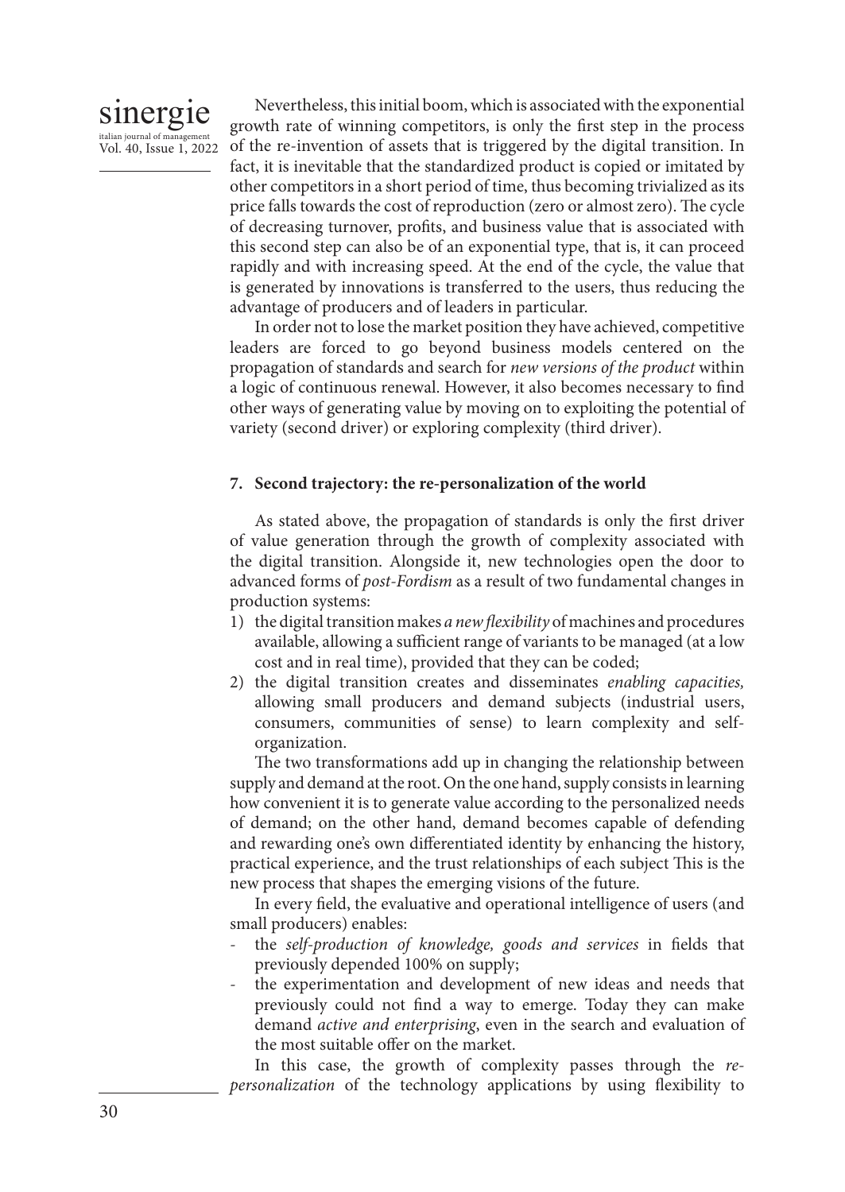Nevertheless, this initial boom, which is associated with the exponential growth rate of winning competitors, is only the first step in the process of the re-invention of assets that is triggered by the digital transition. In fact, it is inevitable that the standardized product is copied or imitated by other competitors in a short period of time, thus becoming trivialized as its price falls towards the cost of reproduction (zero or almost zero). The cycle of decreasing turnover, profits, and business value that is associated with this second step can also be of an exponential type, that is, it can proceed rapidly and with increasing speed. At the end of the cycle, the value that is generated by innovations is transferred to the users, thus reducing the advantage of producers and of leaders in particular.

In order not to lose the market position they have achieved, competitive leaders are forced to go beyond business models centered on the propagation of standards and search for *new versions of the product* within a logic of continuous renewal. However, it also becomes necessary to find other ways of generating value by moving on to exploiting the potential of variety (second driver) or exploring complexity (third driver).

## 7. Second trajectory: the re-personalization of the world

As stated above, the propagation of standards is only the first driver of value generation through the growth of complexity associated with the digital transition. Alongside it, new technologies open the door to advanced forms of *post-Fordism* as a result of two fundamental changes in production systems:

1) the digital transition makes *a new flexibility* of machines and procedures available, allowing a sufficient range of variants to be managed (at a low cost and in real time), provided that they can be coded;
2) the digital transition creates and disseminates *enabling capacities,* allowing small producers and demand subjects (industrial users, consumers, communities of sense) to learn complexity and self-organization.

The two transformations add up in changing the relationship between supply and demand at the root. On the one hand, supply consists in learning how convenient it is to generate value according to the personalized needs of demand; on the other hand, demand becomes capable of defending and rewarding one's own differentiated identity by enhancing the history, practical experience, and the trust relationships of each subject This is the new process that shapes the emerging visions of the future.

In every field, the evaluative and operational intelligence of users (and small producers) enables:

- the *self-production of knowledge, goods and services* in fields that previously depended 100% on supply;
- the experimentation and development of new ideas and needs that previously could not find a way to emerge. Today they can make demand *active and enterprising*, even in the search and evaluation of the most suitable offer on the market.

In this case, the growth of complexity passes through the *re-personalization* of the technology applications by using flexibility to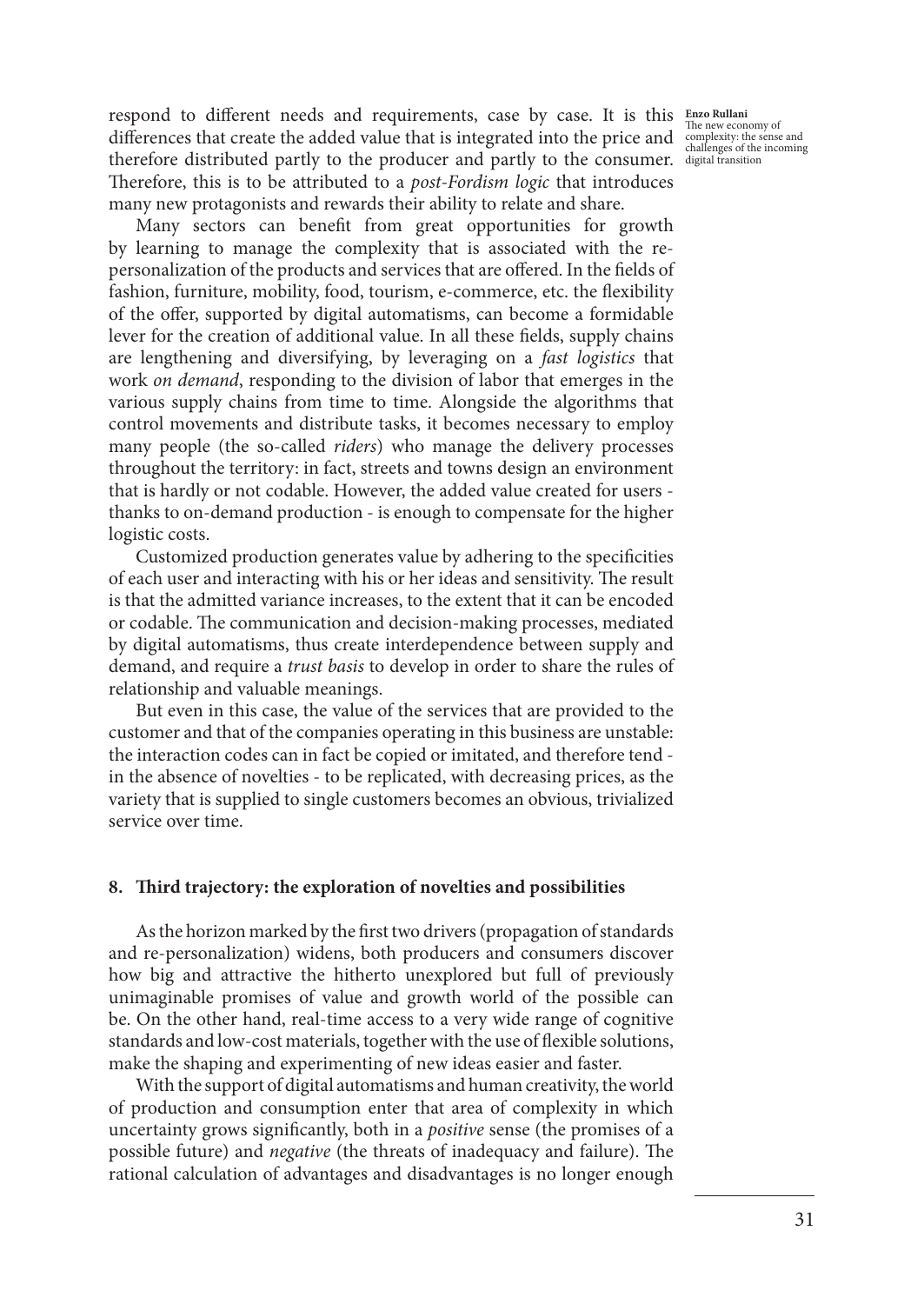respond to different needs and requirements, case by case. It is this differences that create the added value that is integrated into the price and therefore distributed partly to the producer and partly to the consumer. Therefore, this is to be attributed to a *post-Fordism logic* that introduces many new protagonists and rewards their ability to relate and share.

Many sectors can benefit from great opportunities for growth by learning to manage the complexity that is associated with the re-personalization of the products and services that are offered. In the fields of fashion, furniture, mobility, food, tourism, e-commerce, etc. the flexibility of the offer, supported by digital automatisms, can become a formidable lever for the creation of additional value. In all these fields, supply chains are lengthening and diversifying, by leveraging on a *fast logistics* that work *on demand*, responding to the division of labor that emerges in the various supply chains from time to time. Alongside the algorithms that control movements and distribute tasks, it becomes necessary to employ many people (the so-called *riders*) who manage the delivery processes throughout the territory: in fact, streets and towns design an environment that is hardly or not codable. However, the added value created for users - thanks to on-demand production - is enough to compensate for the higher logistic costs.

Customized production generates value by adhering to the specificities of each user and interacting with his or her ideas and sensitivity. The result is that the admitted variance increases, to the extent that it can be encoded or codable. The communication and decision-making processes, mediated by digital automatisms, thus create interdependence between supply and demand, and require a *trust basis* to develop in order to share the rules of relationship and valuable meanings.

But even in this case, the value of the services that are provided to the customer and that of the companies operating in this business are unstable: the interaction codes can in fact be copied or imitated, and therefore tend - in the absence of novelties - to be replicated, with decreasing prices, as the variety that is supplied to single customers becomes an obvious, trivialized service over time.

## 8. Third trajectory: the exploration of novelties and possibilities

As the horizon marked by the first two drivers (propagation of standards and re-personalization) widens, both producers and consumers discover how big and attractive the hitherto unexplored but full of previously unimaginable promises of value and growth world of the possible can be. On the other hand, real-time access to a very wide range of cognitive standards and low-cost materials, together with the use of flexible solutions, make the shaping and experimenting of new ideas easier and faster.

With the support of digital automatisms and human creativity, the world of production and consumption enter that area of complexity in which uncertainty grows significantly, both in a *positive* sense (the promises of a possible future) and *negative* (the threats of inadequacy and failure). The rational calculation of advantages and disadvantages is no longer enough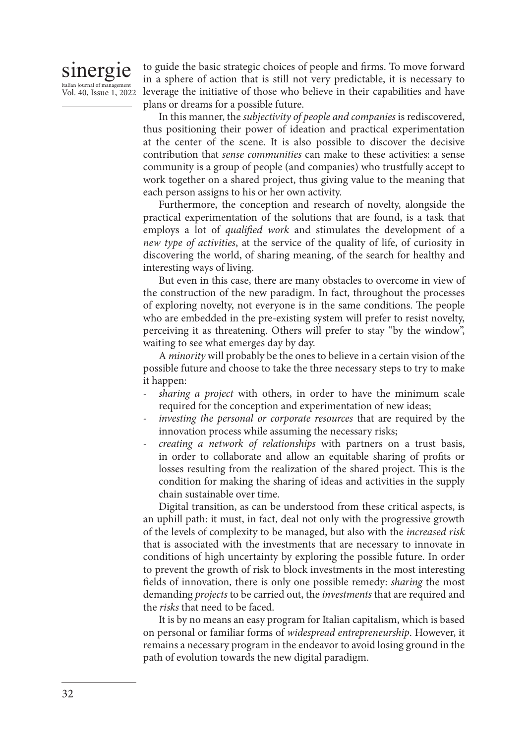to guide the basic strategic choices of people and firms. To move forward in a sphere of action that is still not very predictable, it is necessary to leverage the initiative of those who believe in their capabilities and have plans or dreams for a possible future.

In this manner, the *subjectivity of people and companies* is rediscovered, thus positioning their power of ideation and practical experimentation at the center of the scene. It is also possible to discover the decisive contribution that *sense communities* can make to these activities: a sense community is a group of people (and companies) who trustfully accept to work together on a shared project, thus giving value to the meaning that each person assigns to his or her own activity.

Furthermore, the conception and research of novelty, alongside the practical experimentation of the solutions that are found, is a task that employs a lot of *qualified work* and stimulates the development of a *new type of activities*, at the service of the quality of life, of curiosity in discovering the world, of sharing meaning, of the search for healthy and interesting ways of living.

But even in this case, there are many obstacles to overcome in view of the construction of the new paradigm. In fact, throughout the processes of exploring novelty, not everyone is in the same conditions. The people who are embedded in the pre-existing system will prefer to resist novelty, perceiving it as threatening. Others will prefer to stay "by the window", waiting to see what emerges day by day.

A *minority* will probably be the ones to believe in a certain vision of the possible future and choose to take the three necessary steps to try to make it happen:

- *sharing a project* with others, in order to have the minimum scale required for the conception and experimentation of new ideas;
- *investing the personal or corporate resources* that are required by the innovation process while assuming the necessary risks;
- *creating a network of relationships* with partners on a trust basis, in order to collaborate and allow an equitable sharing of profits or losses resulting from the realization of the shared project. This is the condition for making the sharing of ideas and activities in the supply chain sustainable over time.

Digital transition, as can be understood from these critical aspects, is an uphill path: it must, in fact, deal not only with the progressive growth of the levels of complexity to be managed, but also with the *increased risk* that is associated with the investments that are necessary to innovate in conditions of high uncertainty by exploring the possible future. In order to prevent the growth of risk to block investments in the most interesting fields of innovation, there is only one possible remedy: *sharing* the most demanding *projects* to be carried out, the *investments* that are required and the *risks* that need to be faced.

It is by no means an easy program for Italian capitalism, which is based on personal or familiar forms of *widespread entrepreneurship*. However, it remains a necessary program in the endeavor to avoid losing ground in the path of evolution towards the new digital paradigm.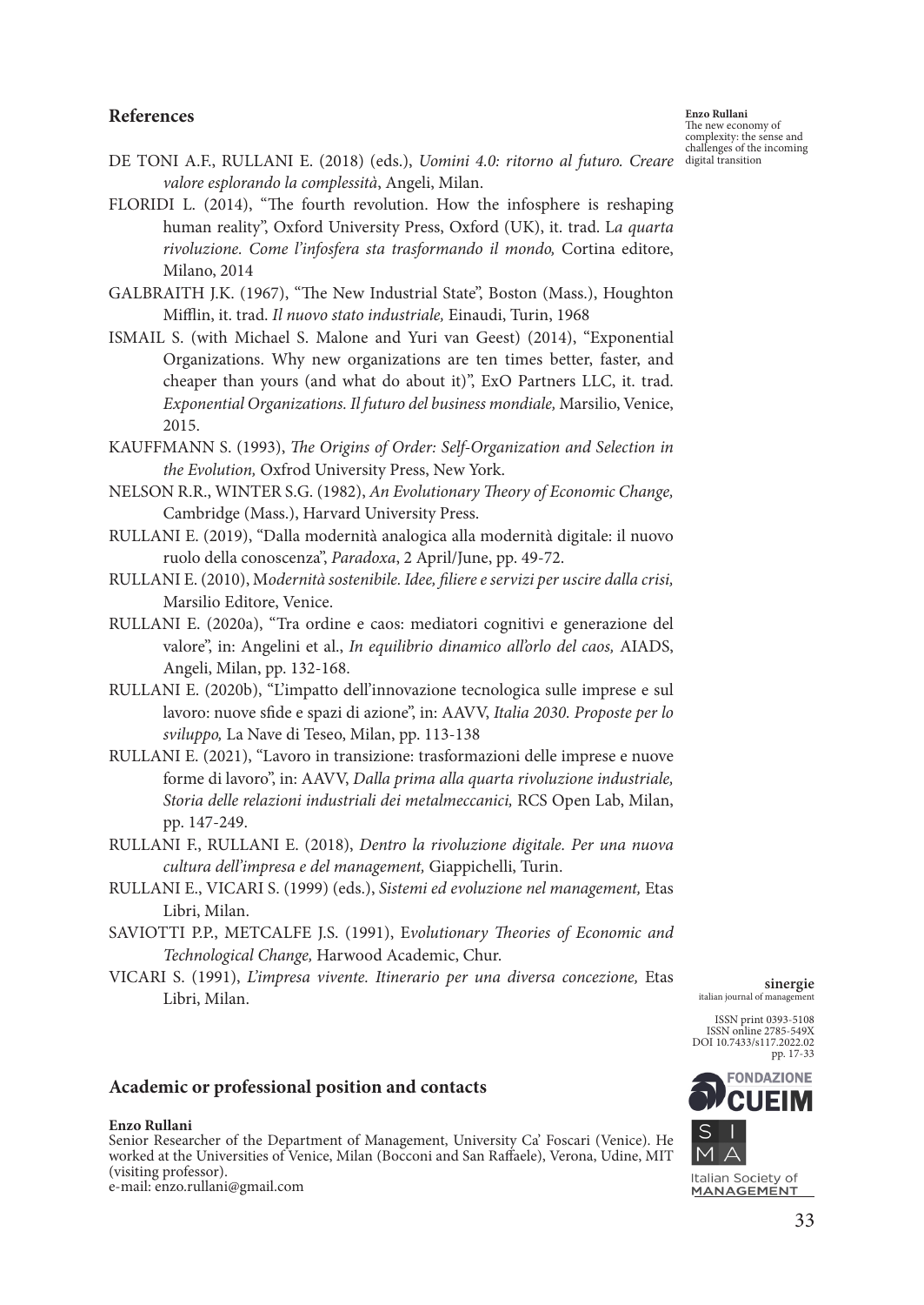## References

DE TONI A.F., RULLANI E. (2018) (eds.), *Uomini 4.0: ritorno al futuro. Creare valore esplorando la complessità*, Angeli, Milan.

FLORIDI L. (2014), "The fourth revolution. How the infosphere is reshaping human reality", Oxford University Press, Oxford (UK), it. trad. L*a quarta rivoluzione. Come l'infosfera sta trasformando il mondo,* Cortina editore, Milano, 2014

GALBRAITH J.K. (1967), "The New Industrial State", Boston (Mass.), Houghton Mifflin, it. trad. *Il nuovo stato industriale,* Einaudi, Turin, 1968

ISMAIL S. (with Michael S. Malone and Yuri van Geest) (2014), "Exponential Organizations. Why new organizations are ten times better, faster, and cheaper than yours (and what do about it)", ExO Partners LLC, it. trad. *Exponential Organizations. Il futuro del business mondiale,* Marsilio, Venice, 2015.

KAUFFMANN S. (1993), *The Origins of Order: Self-Organization and Selection in the Evolution,* Oxfrod University Press, New York.

NELSON R.R., WINTER S.G. (1982), *An Evolutionary Theory of Economic Change,* Cambridge (Mass.), Harvard University Press.

RULLANI E. (2019), "Dalla modernità analogica alla modernità digitale: il nuovo ruolo della conoscenza", *Paradoxa*, 2 April/June, pp. 49-72.

RULLANI E. (2010), M*odernità sostenibile. Idee, filiere e servizi per uscire dalla crisi,* Marsilio Editore, Venice.

RULLANI E. (2020a), "Tra ordine e caos: mediatori cognitivi e generazione del valore", in: Angelini et al., *In equilibrio dinamico all'orlo del caos,* AIADS, Angeli, Milan, pp. 132-168.

RULLANI E. (2020b), "L'impatto dell'innovazione tecnologica sulle imprese e sul lavoro: nuove sfide e spazi di azione", in: AAVV, *Italia 2030. Proposte per lo sviluppo,* La Nave di Teseo, Milan, pp. 113-138

RULLANI E. (2021), "Lavoro in transizione: trasformazioni delle imprese e nuove forme di lavoro", in: AAVV, *Dalla prima alla quarta rivoluzione industriale, Storia delle relazioni industriali dei metalmeccanici,* RCS Open Lab, Milan, pp. 147-249.

RULLANI F., RULLANI E. (2018), *Dentro la rivoluzione digitale. Per una nuova cultura dell'impresa e del management,* Giappichelli, Turin.

RULLANI E., VICARI S. (1999) (eds.), *Sistemi ed evoluzione nel management,* Etas Libri, Milan.

SAVIOTTI P.P., METCALFE J.S. (1991), E*volutionary Theories of Economic and Technological Change,* Harwood Academic, Chur.

VICARI S. (1991), *L'impresa vivente. Itinerario per una diversa concezione,* Etas Libri, Milan.

## Academic or professional position and contacts

**Enzo Rullani**
Senior Researcher of the Department of Management, University Ca' Foscari (Venice). He worked at the Universities of Venice, Milan (Bocconi and San Raffaele), Verona, Udine, MIT (visiting professor).
e-mail: enzo.rullani@gmail.com